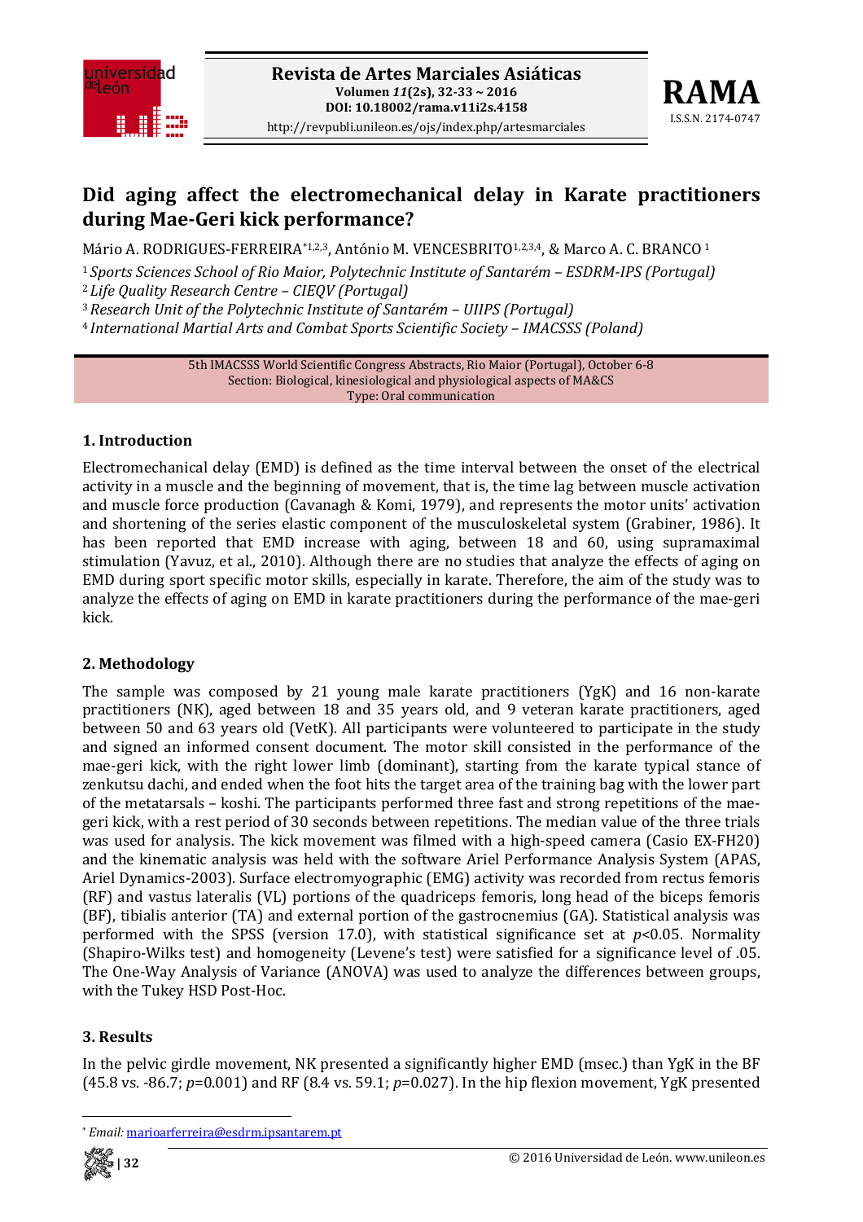# Did aging affect the electromechanical delay in Karate practitioners during Mae-Geri kick performance?

Mário A. RODRIGUES-FERREIRA*[1,2,3], António M. VENCESBRITO[1,2,3,4], & Marco A. C. BRANCO [1]

[1] *Sports Sciences School of Rio Maior, Polytechnic Institute of Santarém – ESDRM-IPS (Portugal)*
[2] *Life Quality Research Centre – CIEQV (Portugal)*
[3] *Research Unit of the Polytechnic Institute of Santarém – UIIPS (Portugal)*
[4] *International Martial Arts and Combat Sports Scientific Society – IMACSSS (Poland)*

5th IMACSSS World Scientific Congress Abstracts, Rio Maior (Portugal), October 6-8
Section: Biological, kinesiological and physiological aspects of MA&CS
Type: Oral communication

## 1. Introduction

Electromechanical delay (EMD) is defined as the time interval between the onset of the electrical activity in a muscle and the beginning of movement, that is, the time lag between muscle activation and muscle force production (Cavanagh & Komi, 1979), and represents the motor units' activation and shortening of the series elastic component of the musculoskeletal system (Grabiner, 1986). It has been reported that EMD increase with aging, between 18 and 60, using supramaximal stimulation (Yavuz, et al., 2010). Although there are no studies that analyze the effects of aging on EMD during sport specific motor skills, especially in karate. Therefore, the aim of the study was to analyze the effects of aging on EMD in karate practitioners during the performance of the mae-geri kick.

## 2. Methodology

The sample was composed by 21 young male karate practitioners (YgK) and 16 non-karate practitioners (NK), aged between 18 and 35 years old, and 9 veteran karate practitioners, aged between 50 and 63 years old (VetK). All participants were volunteered to participate in the study and signed an informed consent document. The motor skill consisted in the performance of the mae-geri kick, with the right lower limb (dominant), starting from the karate typical stance of zenkutsu dachi, and ended when the foot hits the target area of the training bag with the lower part of the metatarsals – koshi. The participants performed three fast and strong repetitions of the mae-geri kick, with a rest period of 30 seconds between repetitions. The median value of the three trials was used for analysis. The kick movement was filmed with a high-speed camera (Casio EX-FH20) and the kinematic analysis was held with the software Ariel Performance Analysis System (APAS, Ariel Dynamics-2003). Surface electromyographic (EMG) activity was recorded from rectus femoris (RF) and vastus lateralis (VL) portions of the quadriceps femoris, long head of the biceps femoris (BF), tibialis anterior (TA) and external portion of the gastrocnemius (GA). Statistical analysis was performed with the SPSS (version 17.0), with statistical significance set at $p<0.05$. Normality (Shapiro-Wilks test) and homogeneity (Levene's test) were satisfied for a significance level of .05. The One-Way Analysis of Variance (ANOVA) was used to analyze the differences between groups, with the Tukey HSD Post-Hoc.

## 3. Results

In the pelvic girdle movement, NK presented a significantly higher EMD (msec.) than YgK in the BF (45.8 vs. -86.7; $p$=0.001) and RF (8.4 vs. 59.1; $p$=0.027). In the hip flexion movement, YgK presented

* *Email:* marioarferreira@esdrm.ipsantarem.pt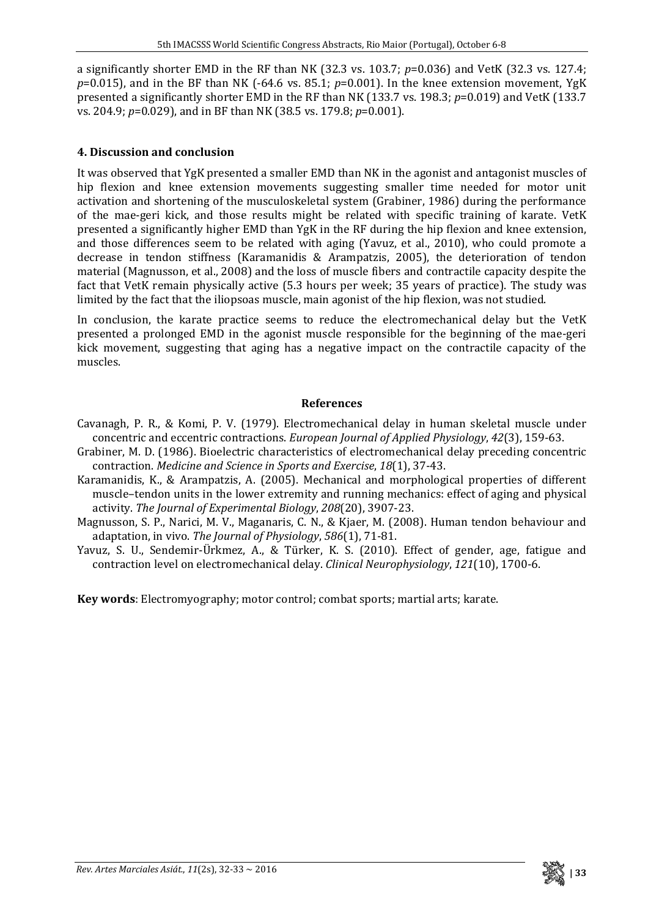a significantly shorter EMD in the RF than NK (32.3 vs. 103.7; $p$=0.036) and VetK (32.3 vs. 127.4; $p$=0.015), and in the BF than NK (-64.6 vs. 85.1; $p$=0.001). In the knee extension movement, YgK presented a significantly shorter EMD in the RF than NK (133.7 vs. 198.3; $p$=0.019) and VetK (133.7 vs. 204.9; $p$=0.029), and in BF than NK (38.5 vs. 179.8; $p$=0.001).

### 4. Discussion and conclusion

It was observed that YgK presented a smaller EMD than NK in the agonist and antagonist muscles of hip flexion and knee extension movements suggesting smaller time needed for motor unit activation and shortening of the musculoskeletal system (Grabiner, 1986) during the performance of the mae-geri kick, and those results might be related with specific training of karate. VetK presented a significantly higher EMD than YgK in the RF during the hip flexion and knee extension, and those differences seem to be related with aging (Yavuz, et al., 2010), who could promote a decrease in tendon stiffness (Karamanidis & Arampatzis, 2005), the deterioration of tendon material (Magnusson, et al., 2008) and the loss of muscle fibers and contractile capacity despite the fact that VetK remain physically active (5.3 hours per week; 35 years of practice). The study was limited by the fact that the iliopsoas muscle, main agonist of the hip flexion, was not studied.

In conclusion, the karate practice seems to reduce the electromechanical delay but the VetK presented a prolonged EMD in the agonist muscle responsible for the beginning of the mae-geri kick movement, suggesting that aging has a negative impact on the contractile capacity of the muscles.

### References

Cavanagh, P. R., & Komi, P. V. (1979). Electromechanical delay in human skeletal muscle under concentric and eccentric contractions. *European Journal of Applied Physiology*, *42*(3), 159-63.

Grabiner, M. D. (1986). Bioelectric characteristics of electromechanical delay preceding concentric contraction. *Medicine and Science in Sports and Exercise*, *18*(1), 37-43.

Karamanidis, K., & Arampatzis, A. (2005). Mechanical and morphological properties of different muscle–tendon units in the lower extremity and running mechanics: effect of aging and physical activity. *The Journal of Experimental Biology*, *208*(20), 3907-23.

Magnusson, S. P., Narici, M. V., Maganaris, C. N., & Kjaer, M. (2008). Human tendon behaviour and adaptation, in vivo. *The Journal of Physiology*, *586*(1), 71-81.

Yavuz, S. U., Sendemir-Ürkmez, A., & Türker, K. S. (2010). Effect of gender, age, fatigue and contraction level on electromechanical delay. *Clinical Neurophysiology*, *121*(10), 1700-6.

**Key words**: Electromyography; motor control; combat sports; martial arts; karate.